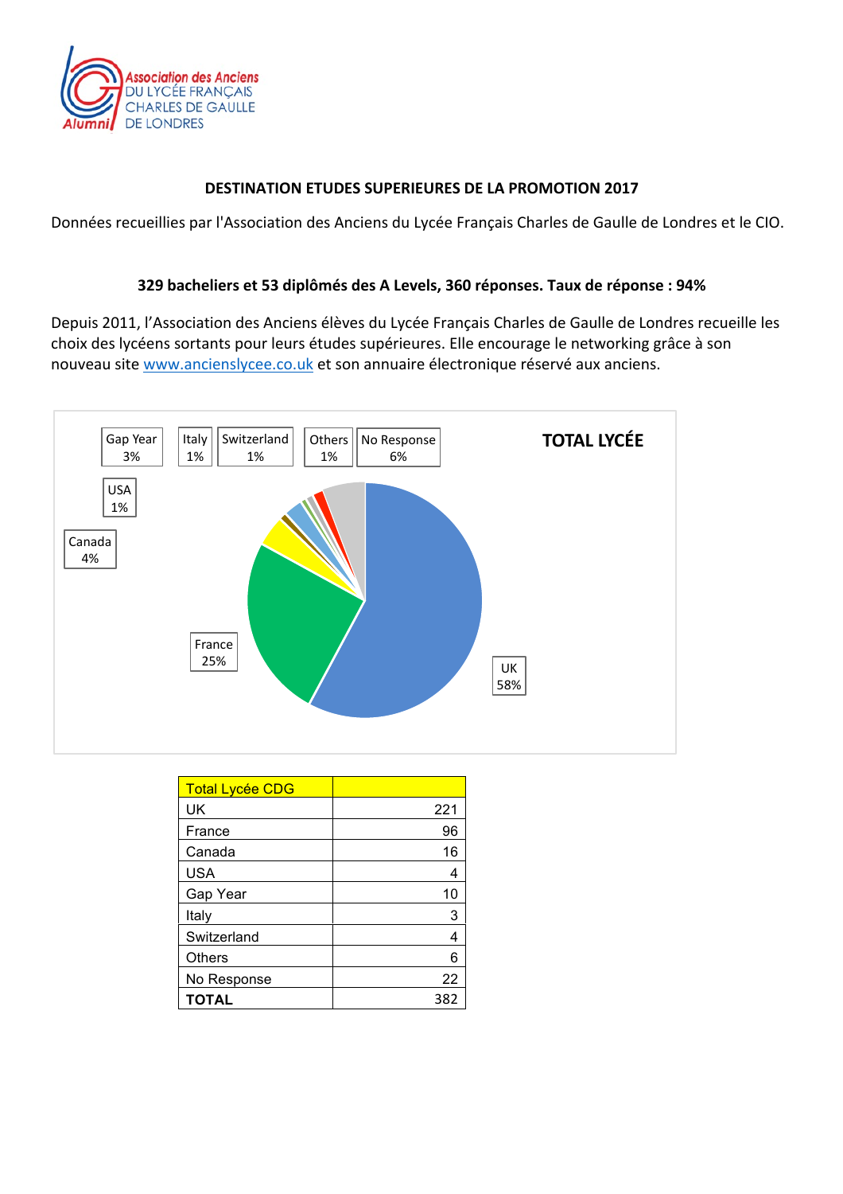Association des Anciens DU LYCÉE FRANÇAIS CHARLES DE GAULLE DE LONDRES Alumni

**DESTINATION ETUDES SUPERIEURES DE LA PROMOTION 2017**

Données recueillies par l'Association des Anciens du Lycée Français Charles de Gaulle de Londres et le CIO.

**329 bacheliers et 53 diplômés des A Levels, 360 réponses. Taux de réponse : 94%**

Depuis 2011, l'Association des Anciens élèves du Lycée Français Charles de Gaulle de Londres recueille les choix des lycéens sortants pour leurs études supérieures. Elle encourage le networking grâce à son nouveau site www.ancienslycee.co.uk et son annuaire électronique réservé aux anciens.

**TOTAL LYCÉE**

Gap Year 3% | Italy 1% | Switzerland 1% | Others 1% | No Response 6% | USA 1% | Canada 4% | France 25% | UK 58%

| Total Lycée CDG | |
|---|---|
| UK | 221 |
| France | 96 |
| Canada | 16 |
| USA | 4 |
| Gap Year | 10 |
| Italy | 3 |
| Switzerland | 4 |
| Others | 6 |
| No Response | 22 |
| **TOTAL** | 382 |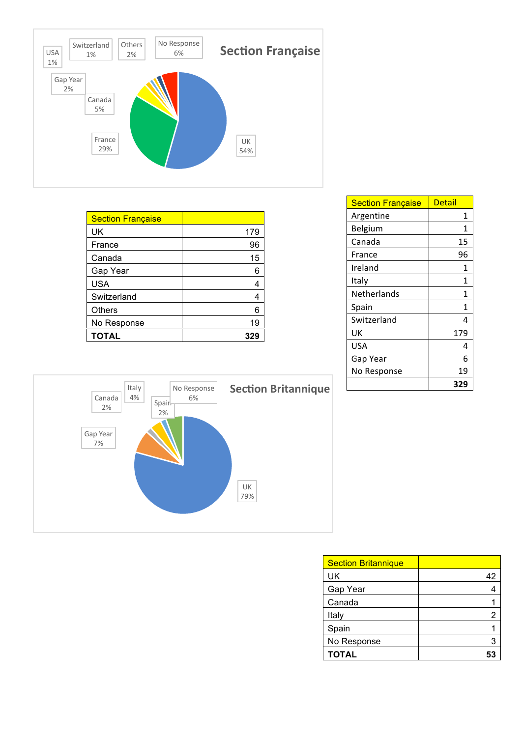## Section Française

USA 1%, Switzerland 1%, Others 2%, No Response 6%, Gap Year 2%, Canada 5%, France 29%, UK 54%

| Section Française | |
|---|---|
| UK | 179 |
| France | 96 |
| Canada | 15 |
| Gap Year | 6 |
| USA | 4 |
| Switzerland | 4 |
| Others | 6 |
| No Response | 19 |
| **TOTAL** | **329** |

| Section Française | Detail |
|---|---|
| Argentine | 1 |
| Belgium | 1 |
| Canada | 15 |
| France | 96 |
| Ireland | 1 |
| Italy | 1 |
| Netherlands | 1 |
| Spain | 1 |
| Switzerland | 4 |
| UK | 179 |
| USA | 4 |
| Gap Year | 6 |
| No Response | 19 |
| | **329** |

## Section Britannique

Italy 4%, Canada 2%, No Response 6%, Spain 2%, Gap Year 7%, UK 79%

| Section Britannique | |
|---|---|
| UK | 42 |
| Gap Year | 4 |
| Canada | 1 |
| Italy | 2 |
| Spain | 1 |
| No Response | 3 |
| **TOTAL** | **53** |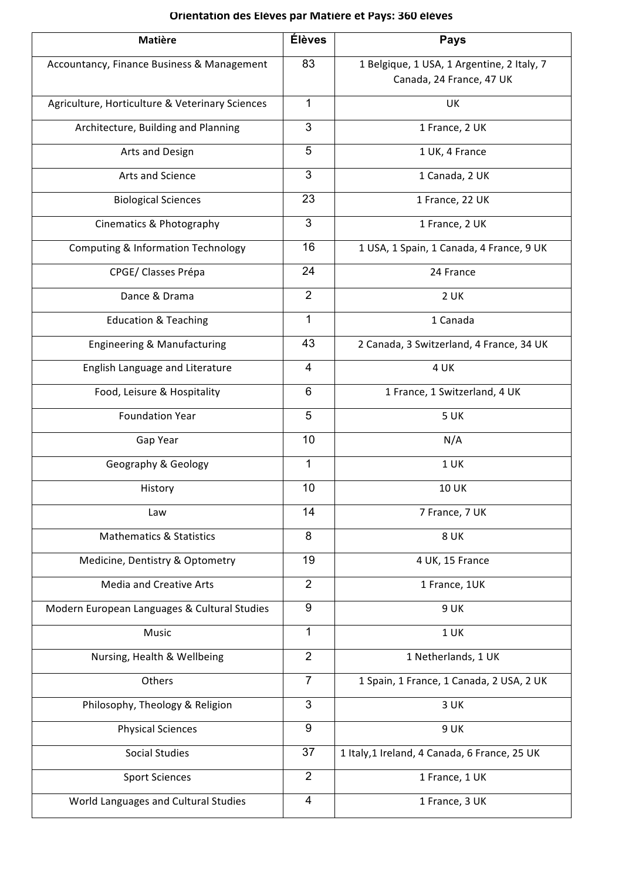**Orientation des Élèves par Matière et Pays: 360 élèves**

| Matière | Élèves | Pays |
|---|---|---|
| Accountancy, Finance Business & Management | 83 | 1 Belgique, 1 USA, 1 Argentine, 2 Italy, 7 Canada, 24 France, 47 UK |
| Agriculture, Horticulture & Veterinary Sciences | 1 | UK |
| Architecture, Building and Planning | 3 | 1 France, 2 UK |
| Arts and Design | 5 | 1 UK, 4 France |
| Arts and Science | 3 | 1 Canada, 2 UK |
| Biological Sciences | 23 | 1 France, 22 UK |
| Cinematics & Photography | 3 | 1 France, 2 UK |
| Computing & Information Technology | 16 | 1 USA, 1 Spain, 1 Canada, 4 France, 9 UK |
| CPGE/ Classes Prépa | 24 | 24 France |
| Dance & Drama | 2 | 2 UK |
| Education & Teaching | 1 | 1 Canada |
| Engineering & Manufacturing | 43 | 2 Canada, 3 Switzerland, 4 France, 34 UK |
| English Language and Literature | 4 | 4 UK |
| Food, Leisure & Hospitality | 6 | 1 France, 1 Switzerland, 4 UK |
| Foundation Year | 5 | 5 UK |
| Gap Year | 10 | N/A |
| Geography & Geology | 1 | 1 UK |
| History | 10 | 10 UK |
| Law | 14 | 7 France, 7 UK |
| Mathematics & Statistics | 8 | 8 UK |
| Medicine, Dentistry & Optometry | 19 | 4 UK, 15 France |
| Media and Creative Arts | 2 | 1 France, 1UK |
| Modern European Languages & Cultural Studies | 9 | 9 UK |
| Music | 1 | 1 UK |
| Nursing, Health & Wellbeing | 2 | 1 Netherlands, 1 UK |
| Others | 7 | 1 Spain, 1 France, 1 Canada, 2 USA, 2 UK |
| Philosophy, Theology & Religion | 3 | 3 UK |
| Physical Sciences | 9 | 9 UK |
| Social Studies | 37 | 1 Italy,1 Ireland, 4 Canada, 6 France, 25 UK |
| Sport Sciences | 2 | 1 France, 1 UK |
| World Languages and Cultural Studies | 4 | 1 France, 3 UK |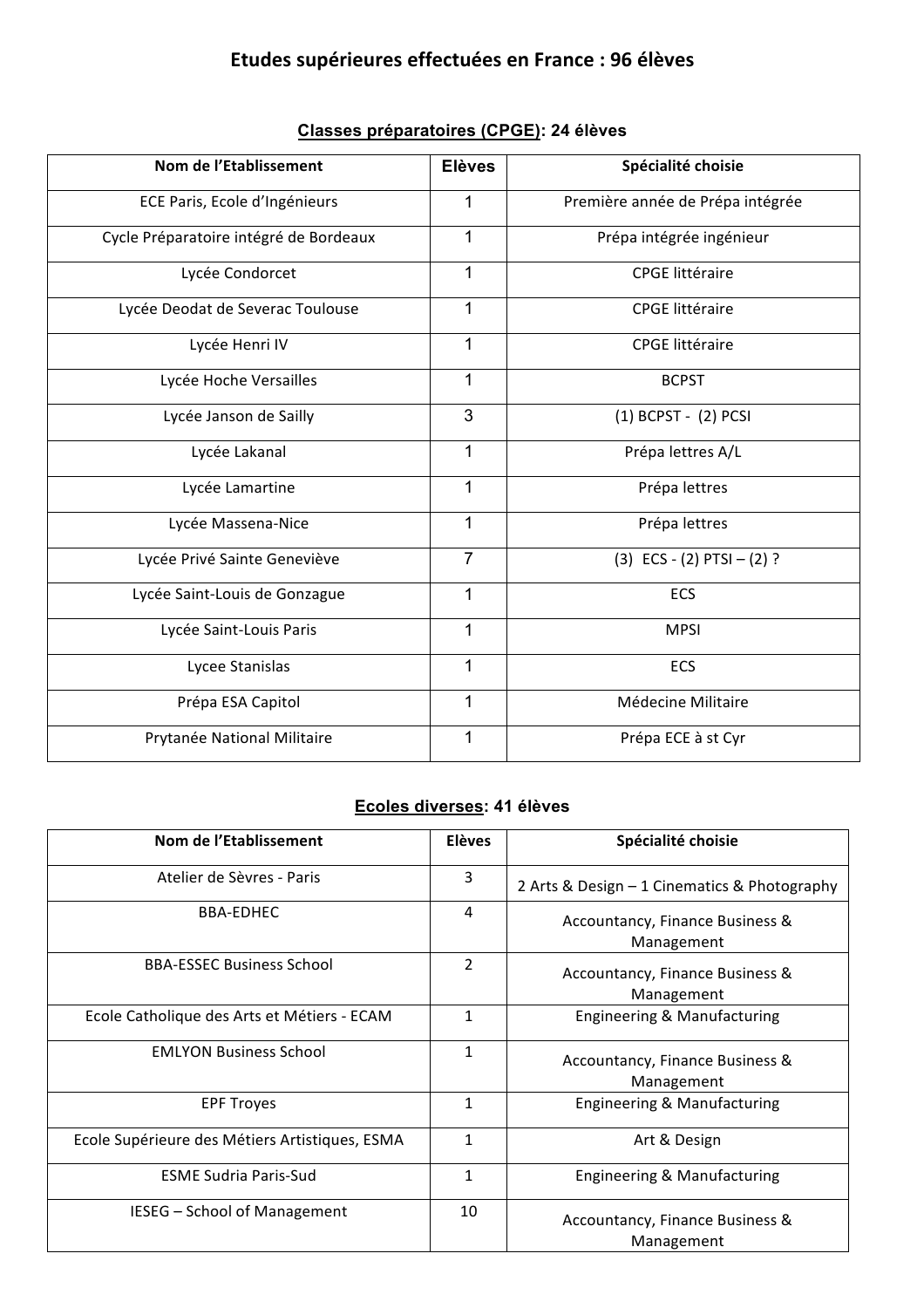# Etudes supérieures effectuées en France : 96 élèves

## Classes préparatoires (CPGE): 24 élèves

| Nom de l'Etablissement | Elèves | Spécialité choisie |
|---|---|---|
| ECE Paris, Ecole d'Ingénieurs | 1 | Première année de Prépa intégrée |
| Cycle Préparatoire intégré de Bordeaux | 1 | Prépa intégrée ingénieur |
| Lycée Condorcet | 1 | CPGE littéraire |
| Lycée Deodat de Severac Toulouse | 1 | CPGE littéraire |
| Lycée Henri IV | 1 | CPGE littéraire |
| Lycée Hoche Versailles | 1 | BCPST |
| Lycée Janson de Sailly | 3 | (1) BCPST - (2) PCSI |
| Lycée Lakanal | 1 | Prépa lettres A/L |
| Lycée Lamartine | 1 | Prépa lettres |
| Lycée Massena-Nice | 1 | Prépa lettres |
| Lycée Privé Sainte Geneviève | 7 | (3) ECS - (2) PTSI – (2) ? |
| Lycée Saint-Louis de Gonzague | 1 | ECS |
| Lycée Saint-Louis Paris | 1 | MPSI |
| Lycee Stanislas | 1 | ECS |
| Prépa ESA Capitol | 1 | Médecine Militaire |
| Prytanée National Militaire | 1 | Prépa ECE à st Cyr |

## Ecoles diverses: 41 élèves

| Nom de l'Etablissement | Elèves | Spécialité choisie |
|---|---|---|
| Atelier de Sèvres - Paris | 3 | 2 Arts & Design – 1 Cinematics & Photography |
| BBA-EDHEC | 4 | Accountancy, Finance Business & Management |
| BBA-ESSEC Business School | 2 | Accountancy, Finance Business & Management |
| Ecole Catholique des Arts et Métiers - ECAM | 1 | Engineering & Manufacturing |
| EMLYON Business School | 1 | Accountancy, Finance Business & Management |
| EPF Troyes | 1 | Engineering & Manufacturing |
| Ecole Supérieure des Métiers Artistiques, ESMA | 1 | Art & Design |
| ESME Sudria Paris-Sud | 1 | Engineering & Manufacturing |
| IESEG – School of Management | 10 | Accountancy, Finance Business & Management |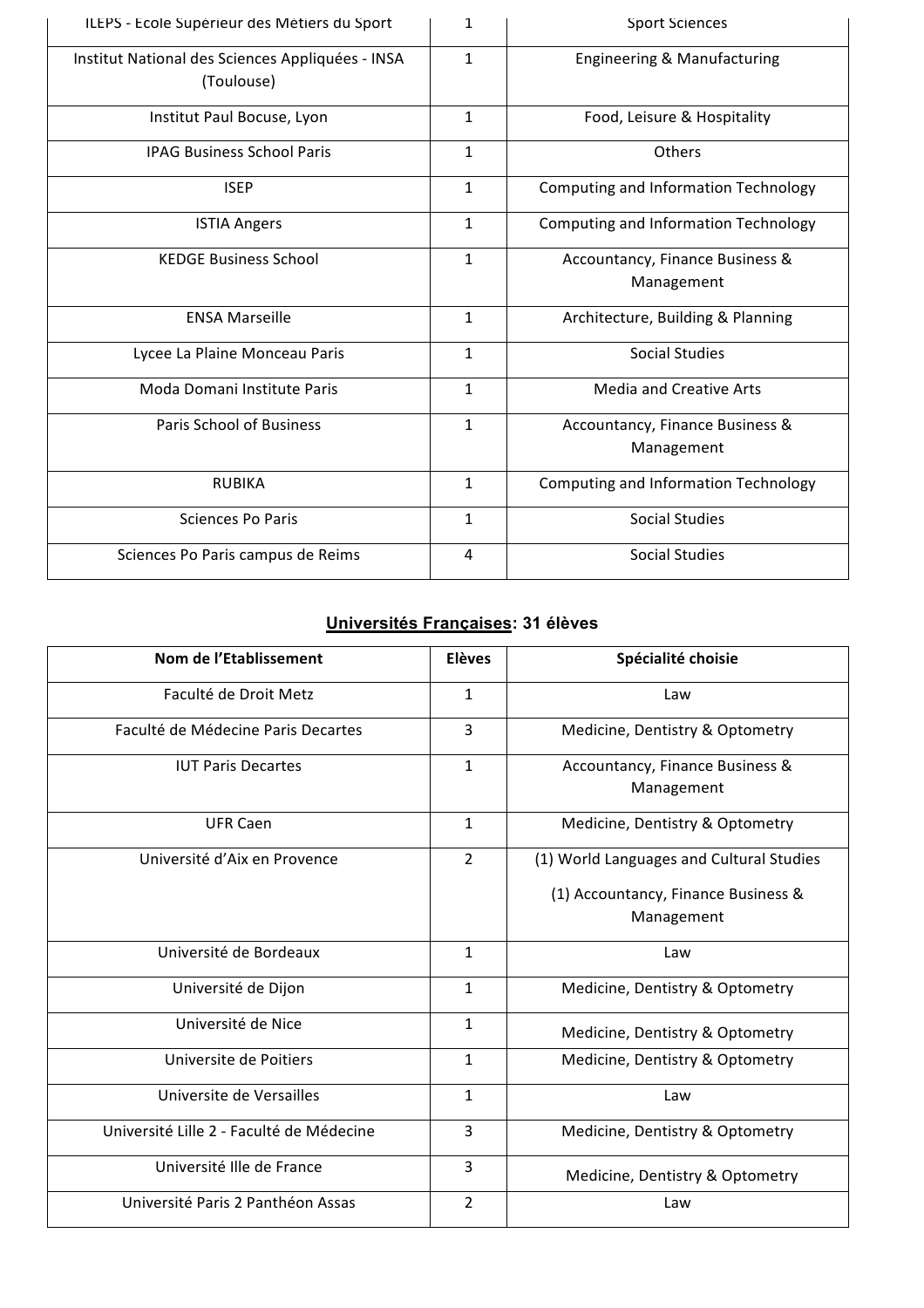| | | |
|---|---|---|
| ILEPS - Ecole Supérieur des Métiers du Sport | 1 | Sport Sciences |
| Institut National des Sciences Appliquées - INSA (Toulouse) | 1 | Engineering & Manufacturing |
| Institut Paul Bocuse, Lyon | 1 | Food, Leisure & Hospitality |
| IPAG Business School Paris | 1 | Others |
| ISEP | 1 | Computing and Information Technology |
| ISTIA Angers | 1 | Computing and Information Technology |
| KEDGE Business School | 1 | Accountancy, Finance Business & Management |
| ENSA Marseille | 1 | Architecture, Building & Planning |
| Lycee La Plaine Monceau Paris | 1 | Social Studies |
| Moda Domani Institute Paris | 1 | Media and Creative Arts |
| Paris School of Business | 1 | Accountancy, Finance Business & Management |
| RUBIKA | 1 | Computing and Information Technology |
| Sciences Po Paris | 1 | Social Studies |
| Sciences Po Paris campus de Reims | 4 | Social Studies |

**Universités Françaises: 31 élèves**

| Nom de l'Etablissement | Elèves | Spécialité choisie |
|---|---|---|
| Faculté de Droit Metz | 1 | Law |
| Faculté de Médecine Paris Decartes | 3 | Medicine, Dentistry & Optometry |
| IUT Paris Decartes | 1 | Accountancy, Finance Business & Management |
| UFR Caen | 1 | Medicine, Dentistry & Optometry |
| Université d'Aix en Provence | 2 | (1) World Languages and Cultural Studies<br>(1) Accountancy, Finance Business & Management |
| Université de Bordeaux | 1 | Law |
| Université de Dijon | 1 | Medicine, Dentistry & Optometry |
| Université de Nice | 1 | Medicine, Dentistry & Optometry |
| Universite de Poitiers | 1 | Medicine, Dentistry & Optometry |
| Universite de Versailles | 1 | Law |
| Université Lille 2 - Faculté de Médecine | 3 | Medicine, Dentistry & Optometry |
| Université Ille de France | 3 | Medicine, Dentistry & Optometry |
| Université Paris 2 Panthéon Assas | 2 | Law |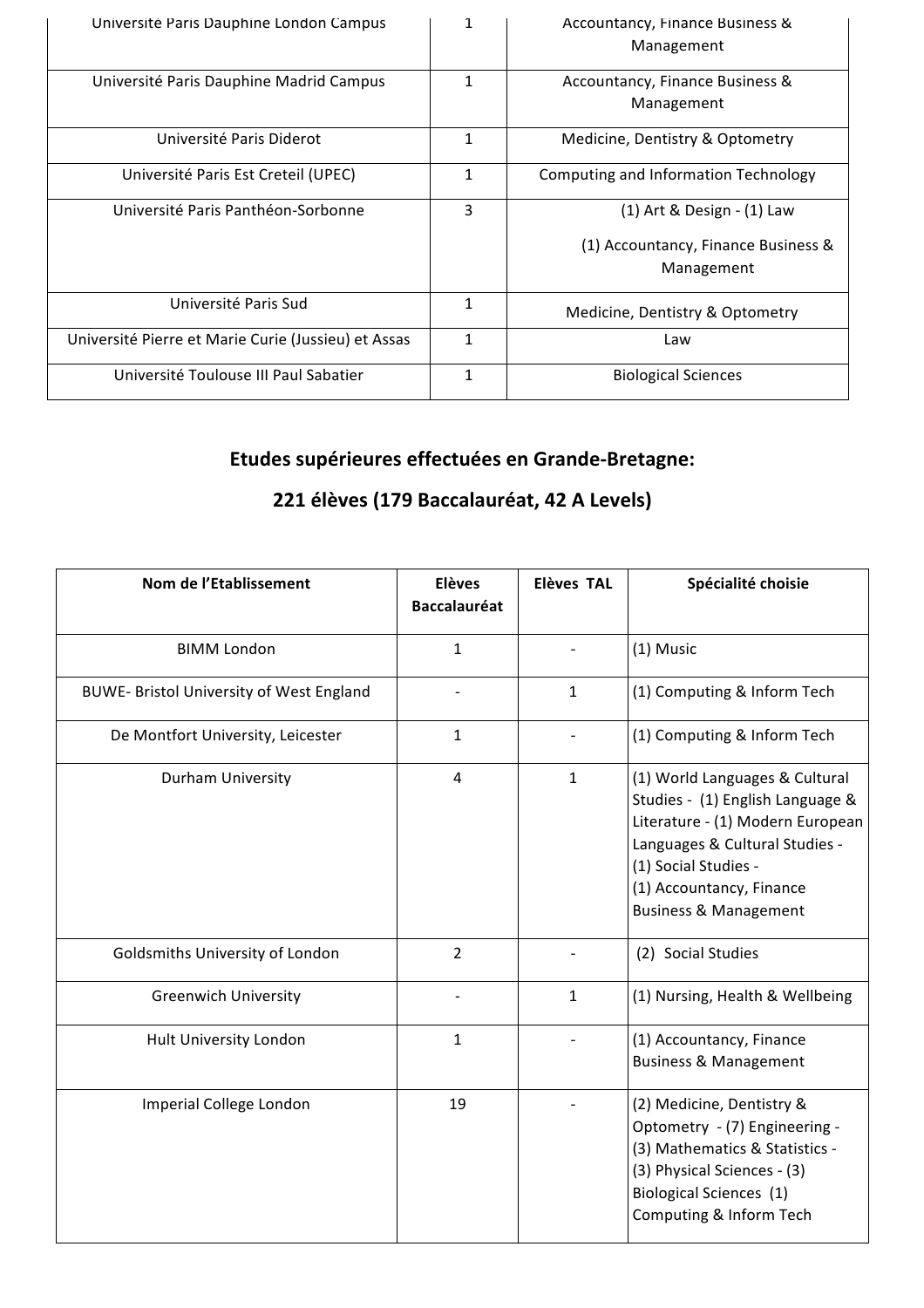| | | |
|---|---|---|
| Université Paris Dauphine London Campus | 1 | Accountancy, Finance Business & Management |
| Université Paris Dauphine Madrid Campus | 1 | Accountancy, Finance Business & Management |
| Université Paris Diderot | 1 | Medicine, Dentistry & Optometry |
| Université Paris Est Creteil (UPEC) | 1 | Computing and Information Technology |
| Université Paris Panthéon-Sorbonne | 3 | (1) Art & Design - (1) Law<br>(1) Accountancy, Finance Business & Management |
| Université Paris Sud | 1 | Medicine, Dentistry & Optometry |
| Université Pierre et Marie Curie (Jussieu) et Assas | 1 | Law |
| Université Toulouse III Paul Sabatier | 1 | Biological Sciences |

## Etudes supérieures effectuées en Grande-Bretagne:

## 221 élèves (179 Baccalauréat, 42 A Levels)

| Nom de l'Etablissement | Elèves Baccalauréat | Elèves TAL | Spécialité choisie |
|---|---|---|---|
| BIMM London | 1 | - | (1) Music |
| BUWE- Bristol University of West England | - | 1 | (1) Computing & Inform Tech |
| De Montfort University, Leicester | 1 | - | (1) Computing & Inform Tech |
| Durham University | 4 | 1 | (1) World Languages & Cultural Studies - (1) English Language & Literature - (1) Modern European Languages & Cultural Studies - (1) Social Studies - (1) Accountancy, Finance Business & Management |
| Goldsmiths University of London | 2 | - | (2) Social Studies |
| Greenwich University | - | 1 | (1) Nursing, Health & Wellbeing |
| Hult University London | 1 | - | (1) Accountancy, Finance Business & Management |
| Imperial College London | 19 | - | (2) Medicine, Dentistry & Optometry - (7) Engineering - (3) Mathematics & Statistics - (3) Physical Sciences - (3) Biological Sciences (1) Computing & Inform Tech |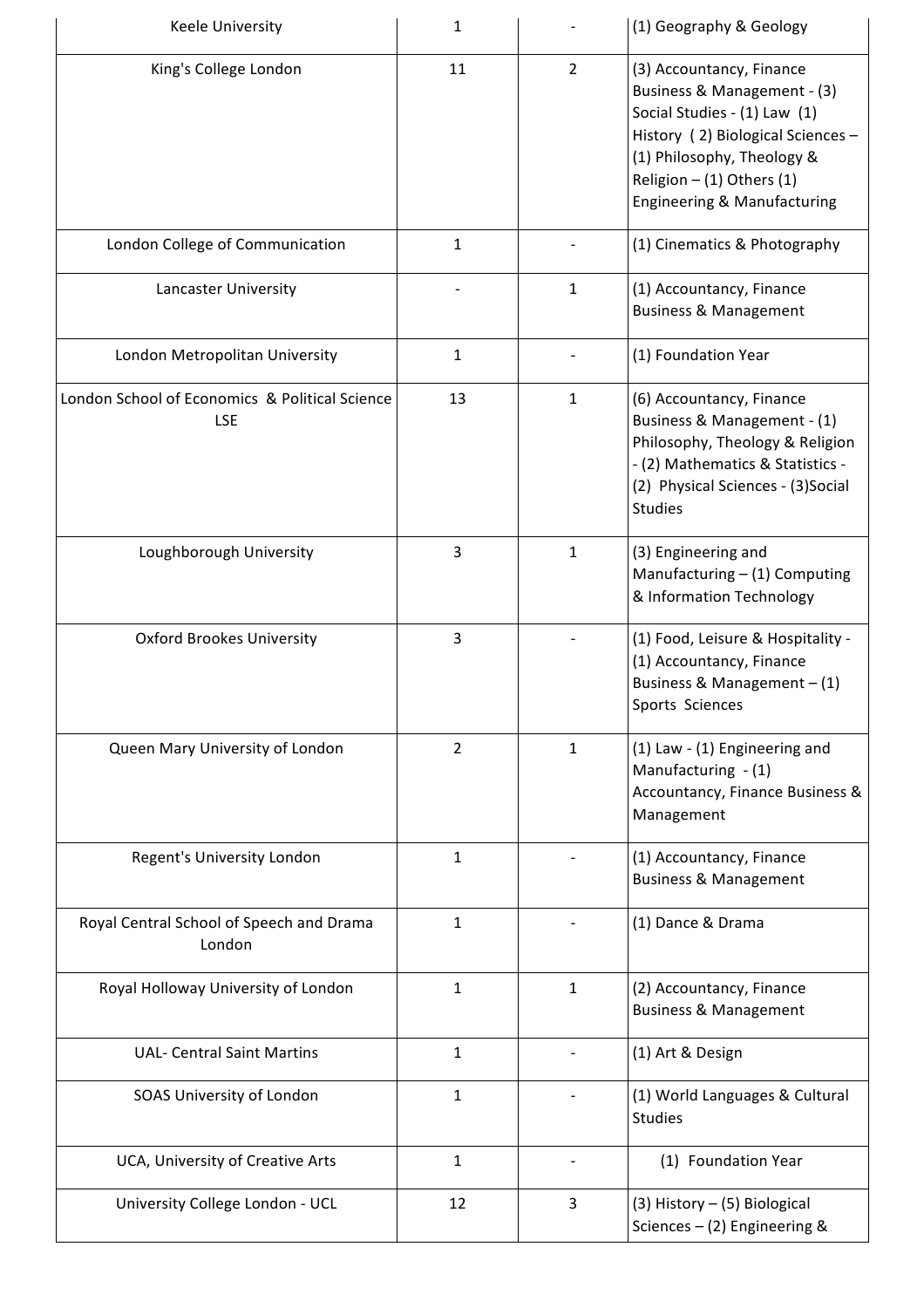| | | | |
|---|---|---|---|
| Keele University | 1 | - | (1) Geography & Geology |
| King's College London | 11 | 2 | (3) Accountancy, Finance Business & Management - (3) Social Studies - (1) Law (1) History ( 2) Biological Sciences – (1) Philosophy, Theology & Religion – (1) Others (1) Engineering & Manufacturing |
| London College of Communication | 1 | - | (1) Cinematics & Photography |
| Lancaster University | - | 1 | (1) Accountancy, Finance Business & Management |
| London Metropolitan University | 1 | - | (1) Foundation Year |
| London School of Economics & Political Science LSE | 13 | 1 | (6) Accountancy, Finance Business & Management - (1) Philosophy, Theology & Religion - (2) Mathematics & Statistics - (2) Physical Sciences - (3)Social Studies |
| Loughborough University | 3 | 1 | (3) Engineering and Manufacturing – (1) Computing & Information Technology |
| Oxford Brookes University | 3 | - | (1) Food, Leisure & Hospitality - (1) Accountancy, Finance Business & Management – (1) Sports Sciences |
| Queen Mary University of London | 2 | 1 | (1) Law - (1) Engineering and Manufacturing - (1) Accountancy, Finance Business & Management |
| Regent's University London | 1 | - | (1) Accountancy, Finance Business & Management |
| Royal Central School of Speech and Drama London | 1 | - | (1) Dance & Drama |
| Royal Holloway University of London | 1 | 1 | (2) Accountancy, Finance Business & Management |
| UAL- Central Saint Martins | 1 | - | (1) Art & Design |
| SOAS University of London | 1 | - | (1) World Languages & Cultural Studies |
| UCA, University of Creative Arts | 1 | - | (1) Foundation Year |
| University College London - UCL | 12 | 3 | (3) History – (5) Biological Sciences – (2) Engineering & |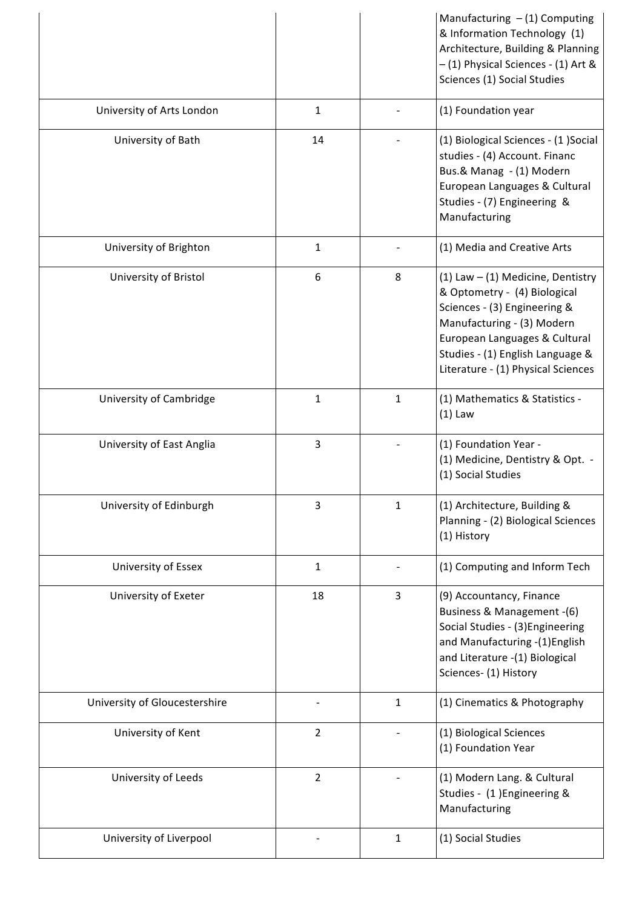| | | | |
|---|---|---|---|
| | | | Manufacturing – (1) Computing & Information Technology (1) Architecture, Building & Planning – (1) Physical Sciences - (1) Art & Sciences (1) Social Studies |
| University of Arts London | 1 | - | (1) Foundation year |
| University of Bath | 14 | - | (1) Biological Sciences - (1 )Social studies - (4) Account. Financ Bus.& Manag - (1) Modern European Languages & Cultural Studies - (7) Engineering & Manufacturing |
| University of Brighton | 1 | - | (1) Media and Creative Arts |
| University of Bristol | 6 | 8 | (1) Law – (1) Medicine, Dentistry & Optometry - (4) Biological Sciences - (3) Engineering & Manufacturing - (3) Modern European Languages & Cultural Studies - (1) English Language & Literature - (1) Physical Sciences |
| University of Cambridge | 1 | 1 | (1) Mathematics & Statistics - (1) Law |
| University of East Anglia | 3 | - | (1) Foundation Year - (1) Medicine, Dentistry & Opt. - (1) Social Studies |
| University of Edinburgh | 3 | 1 | (1) Architecture, Building & Planning - (2) Biological Sciences (1) History |
| University of Essex | 1 | - | (1) Computing and Inform Tech |
| University of Exeter | 18 | 3 | (9) Accountancy, Finance Business & Management -(6) Social Studies - (3)Engineering and Manufacturing -(1)English and Literature -(1) Biological Sciences- (1) History |
| University of Gloucestershire | - | 1 | (1) Cinematics & Photography |
| University of Kent | 2 | - | (1) Biological Sciences (1) Foundation Year |
| University of Leeds | 2 | - | (1) Modern Lang. & Cultural Studies - (1 )Engineering & Manufacturing |
| University of Liverpool | - | 1 | (1) Social Studies |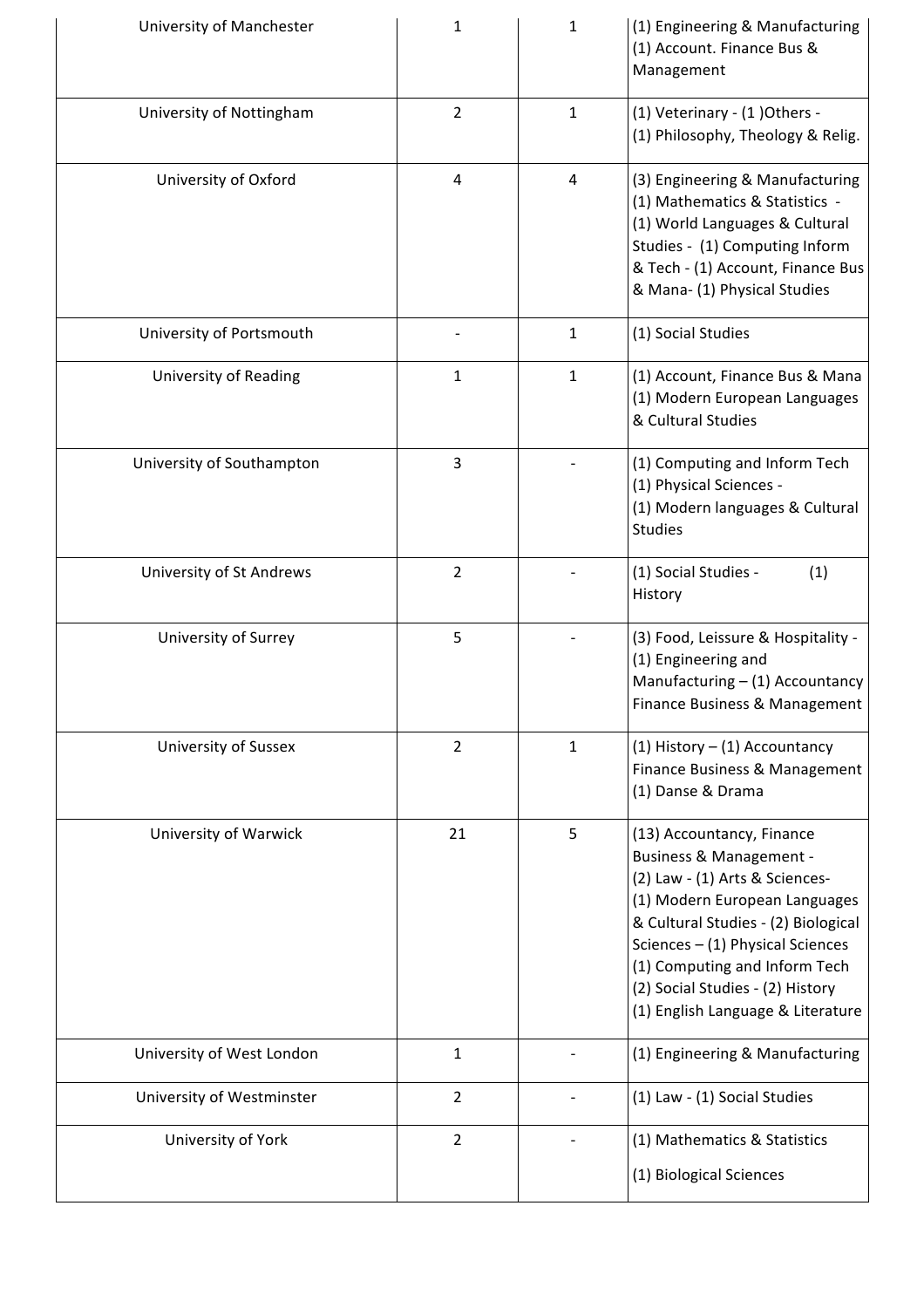| | | | |
|---|---|---|---|
| University of Manchester | 1 | 1 | (1) Engineering & Manufacturing (1) Account. Finance Bus & Management |
| University of Nottingham | 2 | 1 | (1) Veterinary - (1 )Others - (1) Philosophy, Theology & Relig. |
| University of Oxford | 4 | 4 | (3) Engineering & Manufacturing (1) Mathematics & Statistics - (1) World Languages & Cultural Studies - (1) Computing Inform & Tech - (1) Account, Finance Bus & Mana- (1) Physical Studies |
| University of Portsmouth | - | 1 | (1) Social Studies |
| University of Reading | 1 | 1 | (1) Account, Finance Bus & Mana (1) Modern European Languages & Cultural Studies |
| University of Southampton | 3 | - | (1) Computing and Inform Tech (1) Physical Sciences - (1) Modern languages & Cultural Studies |
| University of St Andrews | 2 | - | (1) Social Studies - (1) History |
| University of Surrey | 5 | - | (3) Food, Leissure & Hospitality - (1) Engineering and Manufacturing – (1) Accountancy Finance Business & Management |
| University of Sussex | 2 | 1 | (1) History – (1) Accountancy Finance Business & Management (1) Danse & Drama |
| University of Warwick | 21 | 5 | (13) Accountancy, Finance Business & Management - (2) Law - (1) Arts & Sciences- (1) Modern European Languages & Cultural Studies - (2) Biological Sciences – (1) Physical Sciences (1) Computing and Inform Tech (2) Social Studies - (2) History (1) English Language & Literature |
| University of West London | 1 | - | (1) Engineering & Manufacturing |
| University of Westminster | 2 | - | (1) Law - (1) Social Studies |
| University of York | 2 | - | (1) Mathematics & Statistics (1) Biological Sciences |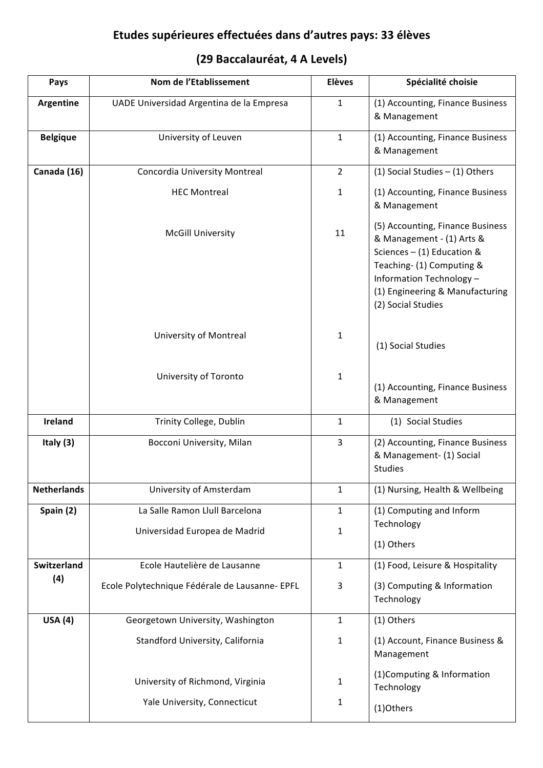## Etudes supérieures effectuées dans d'autres pays: 33 élèves

## (29 Baccalauréat, 4 A Levels)

| Pays | Nom de l'Etablissement | Elèves | Spécialité choisie |
|---|---|---|---|
| **Argentine** | UADE Universidad Argentina de la Empresa | 1 | (1) Accounting, Finance Business & Management |
| **Belgique** | University of Leuven | 1 | (1) Accounting, Finance Business & Management |
| **Canada (16)** | Concordia University Montreal | 2 | (1) Social Studies – (1) Others |
| | HEC Montreal | 1 | (1) Accounting, Finance Business & Management |
| | McGill University | 11 | (5) Accounting, Finance Business & Management - (1) Arts & Sciences – (1) Education & Teaching- (1) Computing & Information Technology – (1) Engineering & Manufacturing (2) Social Studies |
| | University of Montreal | 1 | (1) Social Studies |
| | University of Toronto | 1 | (1) Accounting, Finance Business & Management |
| **Ireland** | Trinity College, Dublin | 1 | (1) Social Studies |
| **Italy (3)** | Bocconi University, Milan | 3 | (2) Accounting, Finance Business & Management- (1) Social Studies |
| **Netherlands** | University of Amsterdam | 1 | (1) Nursing, Health & Wellbeing |
| **Spain (2)** | La Salle Ramon Llull Barcelona | 1 | (1) Computing and Inform Technology |
| | Universidad Europea de Madrid | 1 | (1) Others |
| **Switzerland (4)** | Ecole Hautelière de Lausanne | 1 | (1) Food, Leisure & Hospitality |
| | Ecole Polytechnique Fédérale de Lausanne- EPFL | 3 | (3) Computing & Information Technology |
| **USA (4)** | Georgetown University, Washington | 1 | (1) Others |
| | Standford University, California | 1 | (1) Account, Finance Business & Management |
| | University of Richmond, Virginia | 1 | (1)Computing & Information Technology |
| | Yale University, Connecticut | 1 | (1)Others |